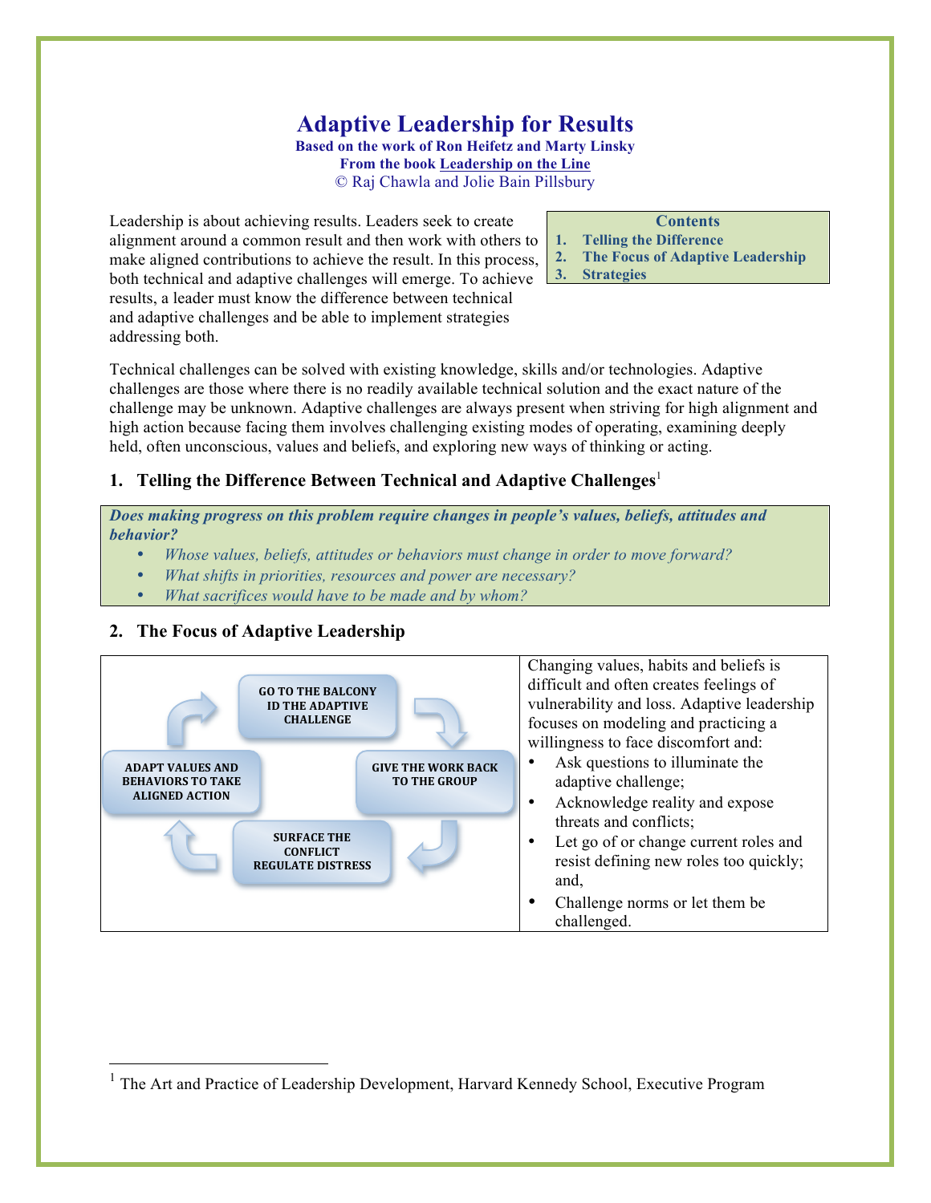# Adaptive Leadership for Results

**Based on the work of Ron Heifetz and Marty Linsky**
**From the book Leadership on the Line**
© Raj Chawla and Jolie Bain Pillsbury

| Contents |
|---|
| 1. Telling the Difference |
| 2. The Focus of Adaptive Leadership |
| 3. Strategies |

Leadership is about achieving results. Leaders seek to create alignment around a common result and then work with others to make aligned contributions to achieve the result. In this process, both technical and adaptive challenges will emerge. To achieve results, a leader must know the difference between technical and adaptive challenges and be able to implement strategies addressing both.

Technical challenges can be solved with existing knowledge, skills and/or technologies. Adaptive challenges are those where there is no readily available technical solution and the exact nature of the challenge may be unknown. Adaptive challenges are always present when striving for high alignment and high action because facing them involves challenging existing modes of operating, examining deeply held, often unconscious, values and beliefs, and exploring new ways of thinking or acting.

## 1. Telling the Difference Between Technical and Adaptive Challenges[1]

***Does making progress on this problem require changes in people's values, beliefs, attitudes and behavior?***

- *Whose values, beliefs, attitudes or behaviors must change in order to move forward?*
- *What shifts in priorities, resources and power are necessary?*
- *What sacrifices would have to be made and by whom?*

## 2. The Focus of Adaptive Leadership

GO TO THE BALCONY
ID THE ADAPTIVE CHALLENGE

GIVE THE WORK BACK TO THE GROUP

SURFACE THE CONFLICT
REGULATE DISTRESS

ADAPT VALUES AND BEHAVIORS TO TAKE ALIGNED ACTION

Changing values, habits and beliefs is difficult and often creates feelings of vulnerability and loss. Adaptive leadership focuses on modeling and practicing a willingness to face discomfort and:

- Ask questions to illuminate the adaptive challenge;
- Acknowledge reality and expose threats and conflicts;
- Let go of or change current roles and resist defining new roles too quickly; and,
- Challenge norms or let them be challenged.

---

[1] The Art and Practice of Leadership Development, Harvard Kennedy School, Executive Program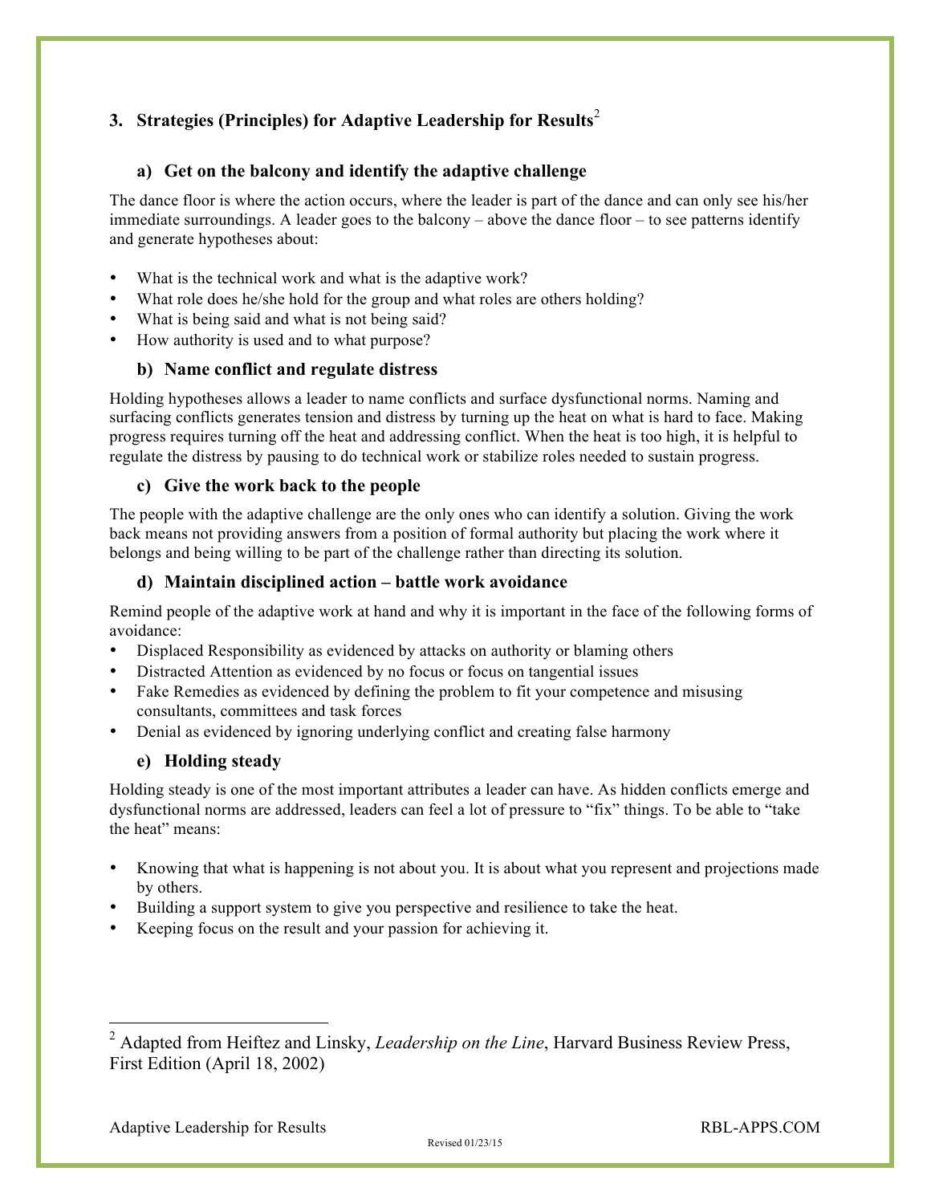## 3. Strategies (Principles) for Adaptive Leadership for Results[2]

### a) Get on the balcony and identify the adaptive challenge

The dance floor is where the action occurs, where the leader is part of the dance and can only see his/her immediate surroundings. A leader goes to the balcony – above the dance floor – to see patterns identify and generate hypotheses about:

- What is the technical work and what is the adaptive work?
- What role does he/she hold for the group and what roles are others holding?
- What is being said and what is not being said?
- How authority is used and to what purpose?

### b) Name conflict and regulate distress

Holding hypotheses allows a leader to name conflicts and surface dysfunctional norms. Naming and surfacing conflicts generates tension and distress by turning up the heat on what is hard to face. Making progress requires turning off the heat and addressing conflict. When the heat is too high, it is helpful to regulate the distress by pausing to do technical work or stabilize roles needed to sustain progress.

### c) Give the work back to the people

The people with the adaptive challenge are the only ones who can identify a solution. Giving the work back means not providing answers from a position of formal authority but placing the work where it belongs and being willing to be part of the challenge rather than directing its solution.

### d) Maintain disciplined action – battle work avoidance

Remind people of the adaptive work at hand and why it is important in the face of the following forms of avoidance:

- Displaced Responsibility as evidenced by attacks on authority or blaming others
- Distracted Attention as evidenced by no focus or focus on tangential issues
- Fake Remedies as evidenced by defining the problem to fit your competence and misusing consultants, committees and task forces
- Denial as evidenced by ignoring underlying conflict and creating false harmony

### e) Holding steady

Holding steady is one of the most important attributes a leader can have. As hidden conflicts emerge and dysfunctional norms are addressed, leaders can feel a lot of pressure to "fix" things. To be able to "take the heat" means:

- Knowing that what is happening is not about you. It is about what you represent and projections made by others.
- Building a support system to give you perspective and resilience to take the heat.
- Keeping focus on the result and your passion for achieving it.

---

[2] Adapted from Heiftez and Linsky, *Leadership on the Line*, Harvard Business Review Press, First Edition (April 18, 2002)